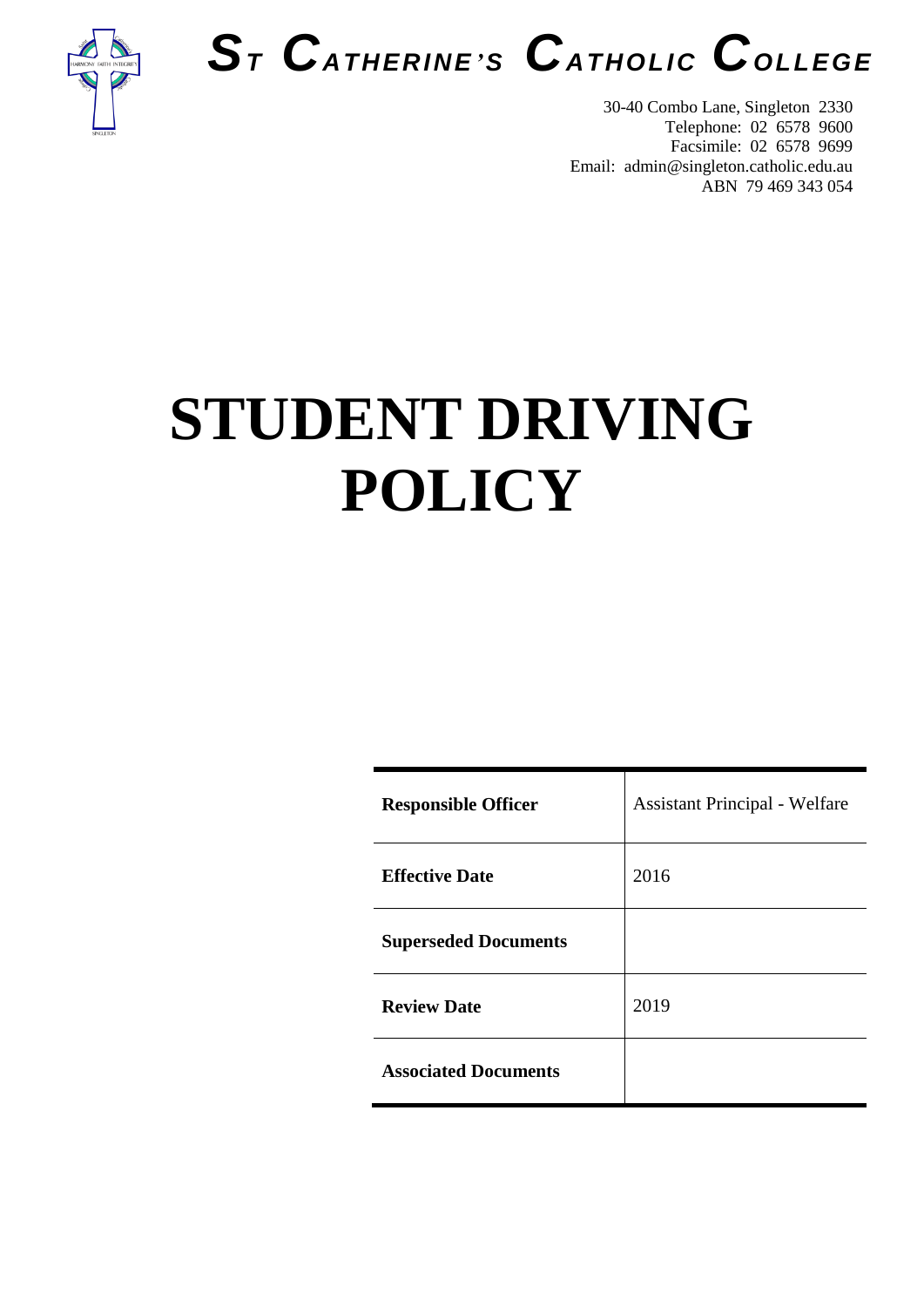# ST CATHERINE'S CATHOLIC COLLEGE

30-40 Combo Lane, Singleton 2330
Telephone: 02 6578 9600
Facsimile: 02 6578 9699
Email: admin@singleton.catholic.edu.au
ABN 79 469 343 054

# STUDENT DRIVING POLICY

| | |
|---|---|
| **Responsible Officer** | Assistant Principal - Welfare |
| **Effective Date** | 2016 |
| **Superseded Documents** | |
| **Review Date** | 2019 |
| **Associated Documents** | |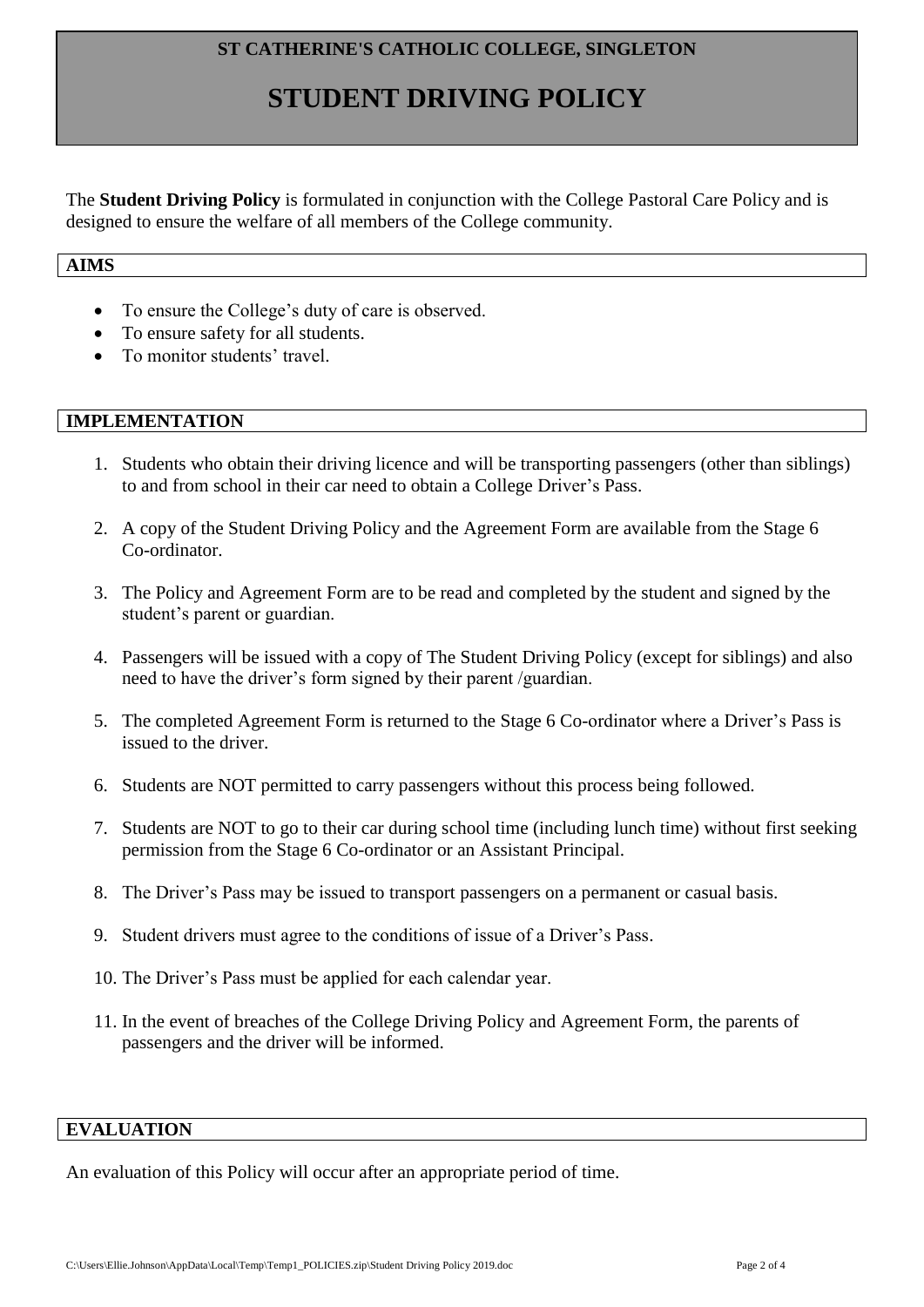**ST CATHERINE'S CATHOLIC COLLEGE, SINGLETON**

# STUDENT DRIVING POLICY

The **Student Driving Policy** is formulated in conjunction with the College Pastoral Care Policy and is designed to ensure the welfare of all members of the College community.

## AIMS

- To ensure the College's duty of care is observed.
- To ensure safety for all students.
- To monitor students' travel.

## IMPLEMENTATION

1. Students who obtain their driving licence and will be transporting passengers (other than siblings) to and from school in their car need to obtain a College Driver's Pass.
2. A copy of the Student Driving Policy and the Agreement Form are available from the Stage 6 Co-ordinator.
3. The Policy and Agreement Form are to be read and completed by the student and signed by the student's parent or guardian.
4. Passengers will be issued with a copy of The Student Driving Policy (except for siblings) and also need to have the driver's form signed by their parent /guardian.
5. The completed Agreement Form is returned to the Stage 6 Co-ordinator where a Driver's Pass is issued to the driver.
6. Students are NOT permitted to carry passengers without this process being followed.
7. Students are NOT to go to their car during school time (including lunch time) without first seeking permission from the Stage 6 Co-ordinator or an Assistant Principal.
8. The Driver's Pass may be issued to transport passengers on a permanent or casual basis.
9. Student drivers must agree to the conditions of issue of a Driver's Pass.
10. The Driver's Pass must be applied for each calendar year.
11. In the event of breaches of the College Driving Policy and Agreement Form, the parents of passengers and the driver will be informed.

## EVALUATION

An evaluation of this Policy will occur after an appropriate period of time.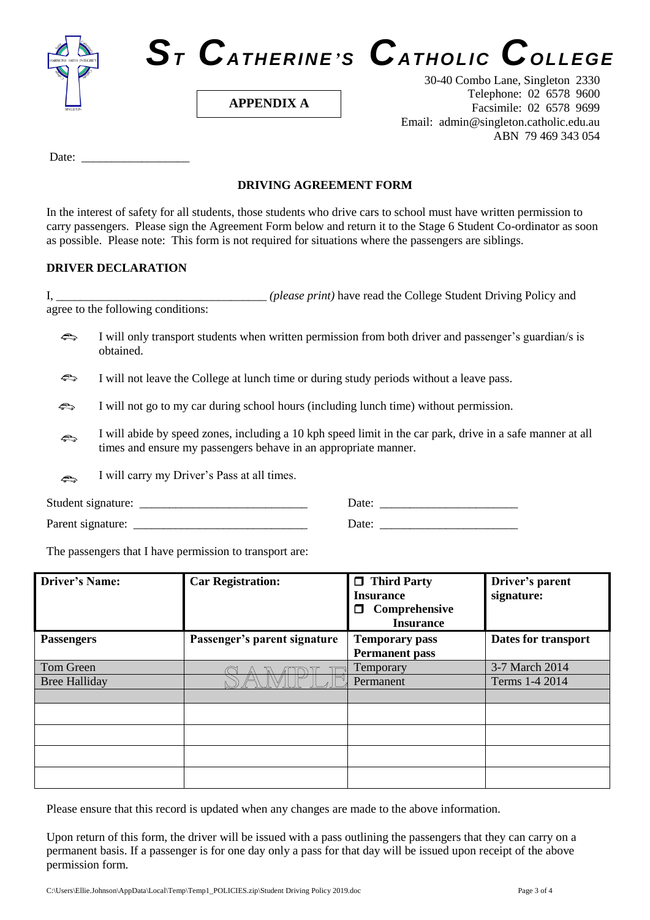# ST CATHERINE'S CATHOLIC COLLEGE

**APPENDIX A**

30-40 Combo Lane, Singleton 2330
Telephone: 02 6578 9600
Facsimile: 02 6578 9699
Email: admin@singleton.catholic.edu.au
ABN 79 469 343 054

Date: __________________

## DRIVING AGREEMENT FORM

In the interest of safety for all students, those students who drive cars to school must have written permission to carry passengers. Please sign the Agreement Form below and return it to the Stage 6 Student Co-ordinator as soon as possible. Please note: This form is not required for situations where the passengers are siblings.

### DRIVER DECLARATION

I, ___________________________________ *(please print)* have read the College Student Driving Policy and agree to the following conditions:

- I will only transport students when written permission from both driver and passenger's guardian/s is obtained.
- I will not leave the College at lunch time or during study periods without a leave pass.
- I will not go to my car during school hours (including lunch time) without permission.
- I will abide by speed zones, including a 10 kph speed limit in the car park, drive in a safe manner at all times and ensure my passengers behave in an appropriate manner.
- I will carry my Driver's Pass at all times.

Student signature: ____________________________ Date: _______________________

Parent signature: _____________________________ Date: _______________________

The passengers that I have permission to transport are:

| **Driver's Name:** | **Car Registration:** | ☐ **Third Party Insurance** ☐ **Comprehensive Insurance** | **Driver's parent signature:** |
|---|---|---|---|
| **Passengers** | **Passenger's parent signature** | **Temporary pass** **Permanent pass** | **Dates for transport** |
| Tom Green | SAMPLE | Temporary | 3-7 March 2014 |
| Bree Halliday | | Permanent | Terms 1-4 2014 |
| | | | |
| | | | |
| | | | |
| | | | |
| | | | |

Please ensure that this record is updated when any changes are made to the above information.

Upon return of this form, the driver will be issued with a pass outlining the passengers that they can carry on a permanent basis. If a passenger is for one day only a pass for that day will be issued upon receipt of the above permission form.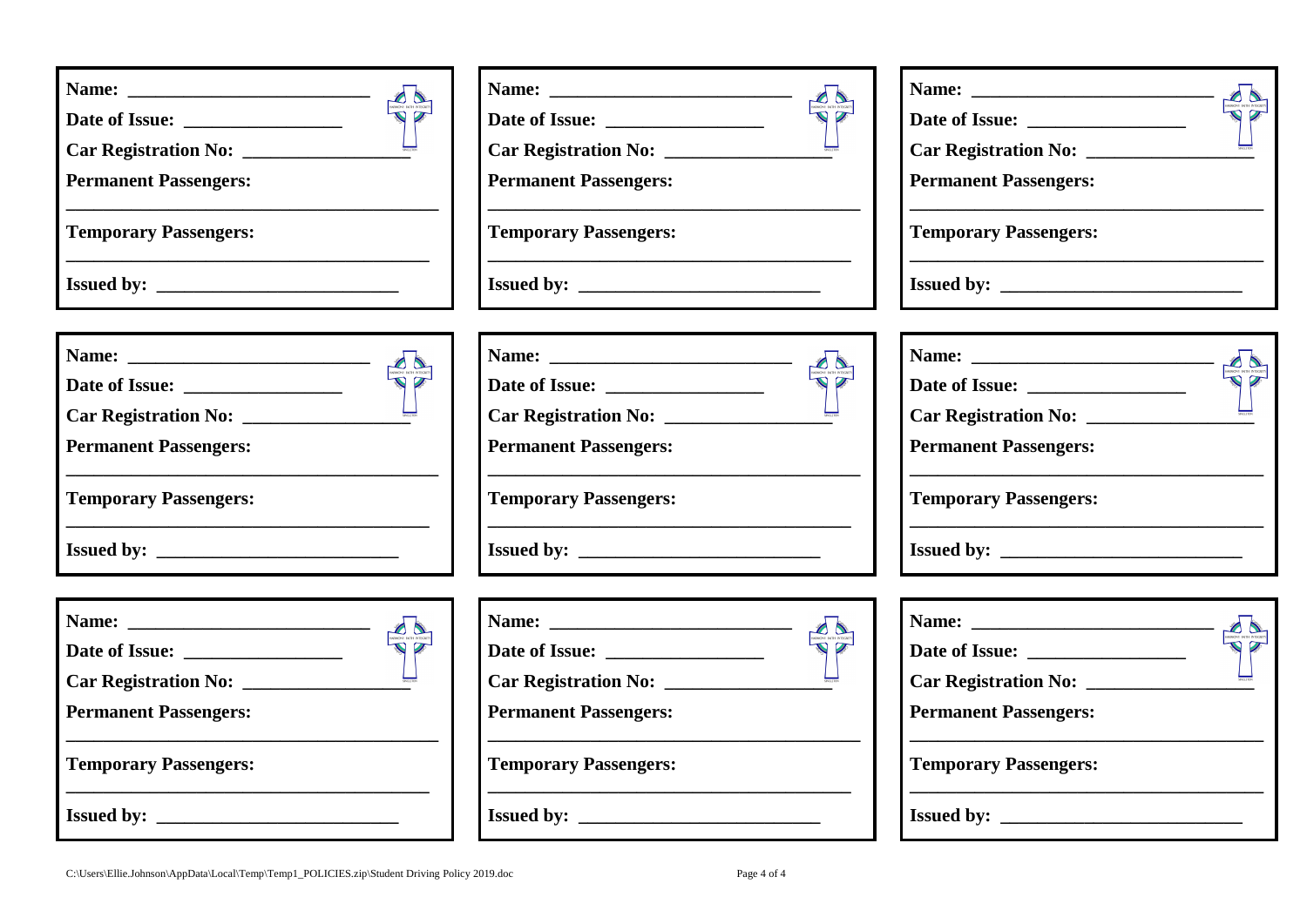**Name:** ____________________________

**Date of Issue:** ___________________

**Car Registration No:** ___________________

**Permanent Passengers:**

_____________________________________________

**Temporary Passengers:**

_____________________________________________

**Issued by:** ____________________________

---

**Name:** ____________________________

**Date of Issue:** ___________________

**Car Registration No:** ___________________

**Permanent Passengers:**

_____________________________________________

**Temporary Passengers:**

_____________________________________________

**Issued by:** ____________________________

---

**Name:** ____________________________

**Date of Issue:** ___________________

**Car Registration No:** ___________________

**Permanent Passengers:**

_____________________________________________

**Temporary Passengers:**

_____________________________________________

**Issued by:** ____________________________

---

**Name:** ____________________________

**Date of Issue:** ___________________

**Car Registration No:** ___________________

**Permanent Passengers:**

_____________________________________________

**Temporary Passengers:**

_____________________________________________

**Issued by:** ____________________________

---

**Name:** ____________________________

**Date of Issue:** ___________________

**Car Registration No:** ___________________

**Permanent Passengers:**

_____________________________________________

**Temporary Passengers:**

_____________________________________________

**Issued by:** ____________________________

---

**Name:** ____________________________

**Date of Issue:** ___________________

**Car Registration No:** ___________________

**Permanent Passengers:**

_____________________________________________

**Temporary Passengers:**

_____________________________________________

**Issued by:** ____________________________

---

**Name:** ____________________________

**Date of Issue:** ___________________

**Car Registration No:** ___________________

**Permanent Passengers:**

_____________________________________________

**Temporary Passengers:**

_____________________________________________

**Issued by:** ____________________________

---

**Name:** ____________________________

**Date of Issue:** ___________________

**Car Registration No:** ___________________

**Permanent Passengers:**

_____________________________________________

**Temporary Passengers:**

_____________________________________________

**Issued by:** ____________________________

---

**Name:** ____________________________

**Date of Issue:** ___________________

**Car Registration No:** ___________________

**Permanent Passengers:**

_____________________________________________

**Temporary Passengers:**

_____________________________________________

**Issued by:** ____________________________